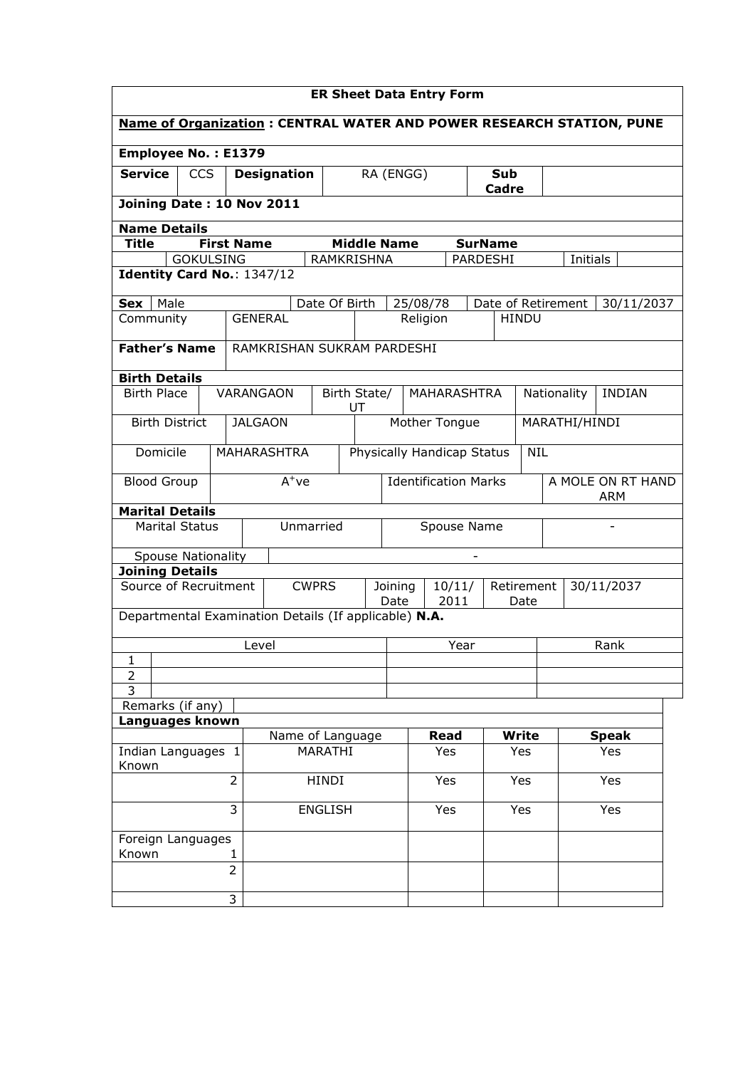# ER Sheet Data Entry Form

**Name of Organization : CENTRAL WATER AND POWER RESEARCH STATION, PUNE**

**Employee No. : E1379**

| **Service** | CCS | **Designation** | RA (ENGG) | **Sub Cadre** | |
|---|---|---|---|---|---|

**Joining Date : 10 Nov 2011**

**Name Details**

| **Title** | **First Name** | **Middle Name** | **SurName** | | |
|---|---|---|---|---|---|
| | GOKULSING | RAMKRISHNA | PARDESHI | Initials | |

**Identity Card No.**: 1347/12

| **Sex** | Male | Date Of Birth | 25/08/78 | Date of Retirement | 30/11/2037 |
|---|---|---|---|---|---|
| Community | GENERAL | Religion | HINDU | | |

| **Father's Name** | RAMKRISHAN SUKRAM PARDESHI |
|---|---|

**Birth Details**

| Birth Place | VARANGAON | Birth State/ UT | MAHARASHTRA | Nationality | INDIAN |
|---|---|---|---|---|---|
| Birth District | JALGAON | Mother Tongue | MARATHI/HINDI | | |
| Domicile | MAHARASHTRA | Physically Handicap Status | NIL | | |
| Blood Group | $A^{+}$ve | Identification Marks | A MOLE ON RT HAND ARM | | |

**Marital Details**

| Marital Status | Unmarried | Spouse Name | - |
|---|---|---|---|
| Spouse Nationality | - | | |

**Joining Details**

| Source of Recruitment | CWPRS | Joining Date | 10/11/ 2011 | Retirement Date | 30/11/2037 |
|---|---|---|---|---|---|

Departmental Examination Details (If applicable) **N.A.**

| | Level | Year | Rank |
|---|---|---|---|
| 1 | | | |
| 2 | | | |
| 3 | | | |

Remarks (if any)

**Languages known**

| | | Name of Language | **Read** | **Write** | **Speak** |
|---|---|---|---|---|---|
| Indian Languages Known | 1 | MARATHI | Yes | Yes | Yes |
| | 2 | HINDI | Yes | Yes | Yes |
| | 3 | ENGLISH | Yes | Yes | Yes |
| Foreign Languages Known | 1 | | | | |
| | 2 | | | | |
| | 3 | | | | |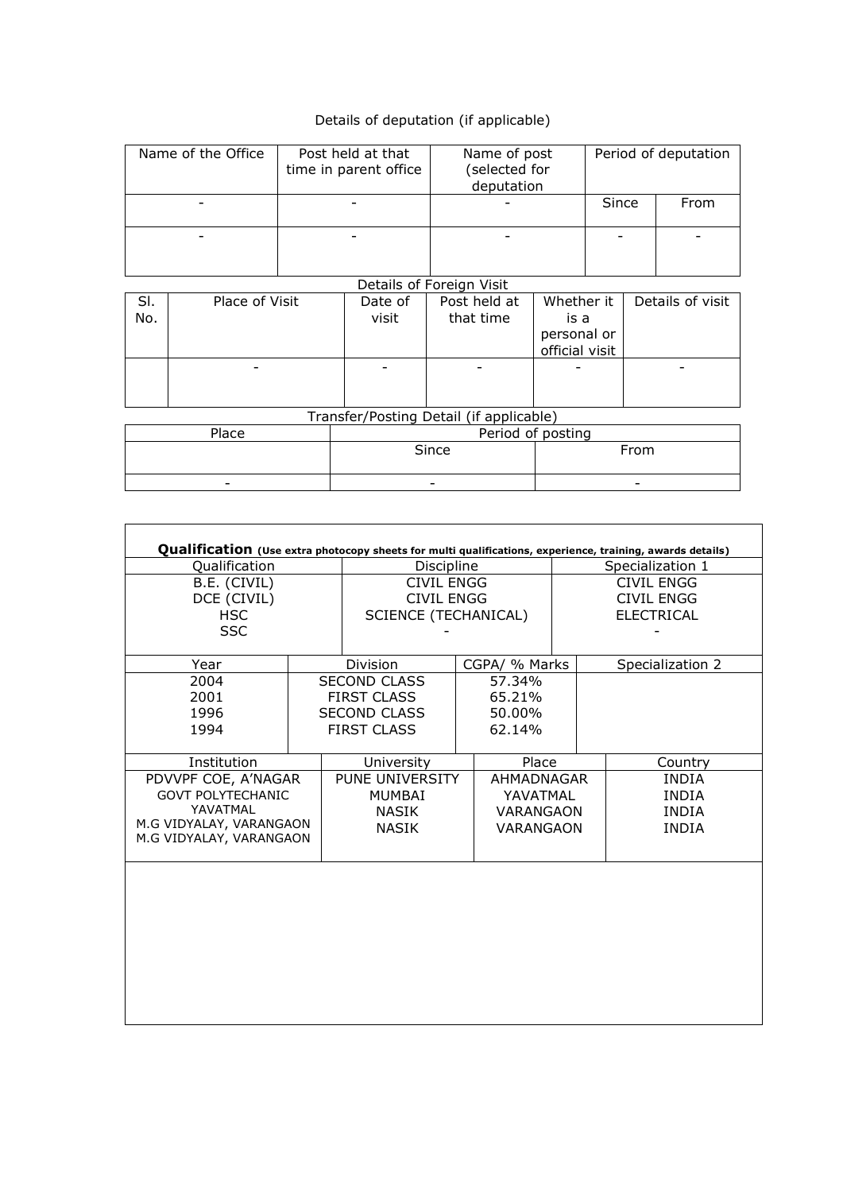Details of deputation (if applicable)

| Name of the Office | Post held at that time in parent office | Name of post (selected for deputation | Period of deputation | |
|---|---|---|---|---|
| | | | Since | From |
| - | - | - | | |
| - | - | - | - | - |

Details of Foreign Visit

| Sl. No. | Place of Visit | Date of visit | Post held at that time | Whether it is a personal or official visit | Details of visit |
|---|---|---|---|---|---|
| | - | - | - | - | - |

Transfer/Posting Detail (if applicable)

| Place | Period of posting | |
|---|---|---|
| | Since | From |
| - | - | - |

**Qualification** **(Use extra photocopy sheets for multi qualifications, experience, training, awards details)**

| Qualification | Discipline | Specialization 1 |
|---|---|---|
| B.E. (CIVIL) | CIVIL ENGG | CIVIL ENGG |
| DCE (CIVIL) | CIVIL ENGG | CIVIL ENGG |
| HSC | SCIENCE (TECHANICAL) | ELECTRICAL |
| SSC | - | - |

| Year | Division | CGPA/ % Marks | Specialization 2 |
|---|---|---|---|
| 2004 | SECOND CLASS | 57.34% | |
| 2001 | FIRST CLASS | 65.21% | |
| 1996 | SECOND CLASS | 50.00% | |
| 1994 | FIRST CLASS | 62.14% | |

| Institution | University | Place | Country |
|---|---|---|---|
| PDVVPF COE, A'NAGAR | PUNE UNIVERSITY | AHMADNAGAR | INDIA |
| GOVT POLYTECHANIC YAVATMAL | MUMBAI | YAVATMAL | INDIA |
| M.G VIDYALAY, VARANGAON | NASIK | VARANGAON | INDIA |
| M.G VIDYALAY, VARANGAON | NASIK | VARANGAON | INDIA |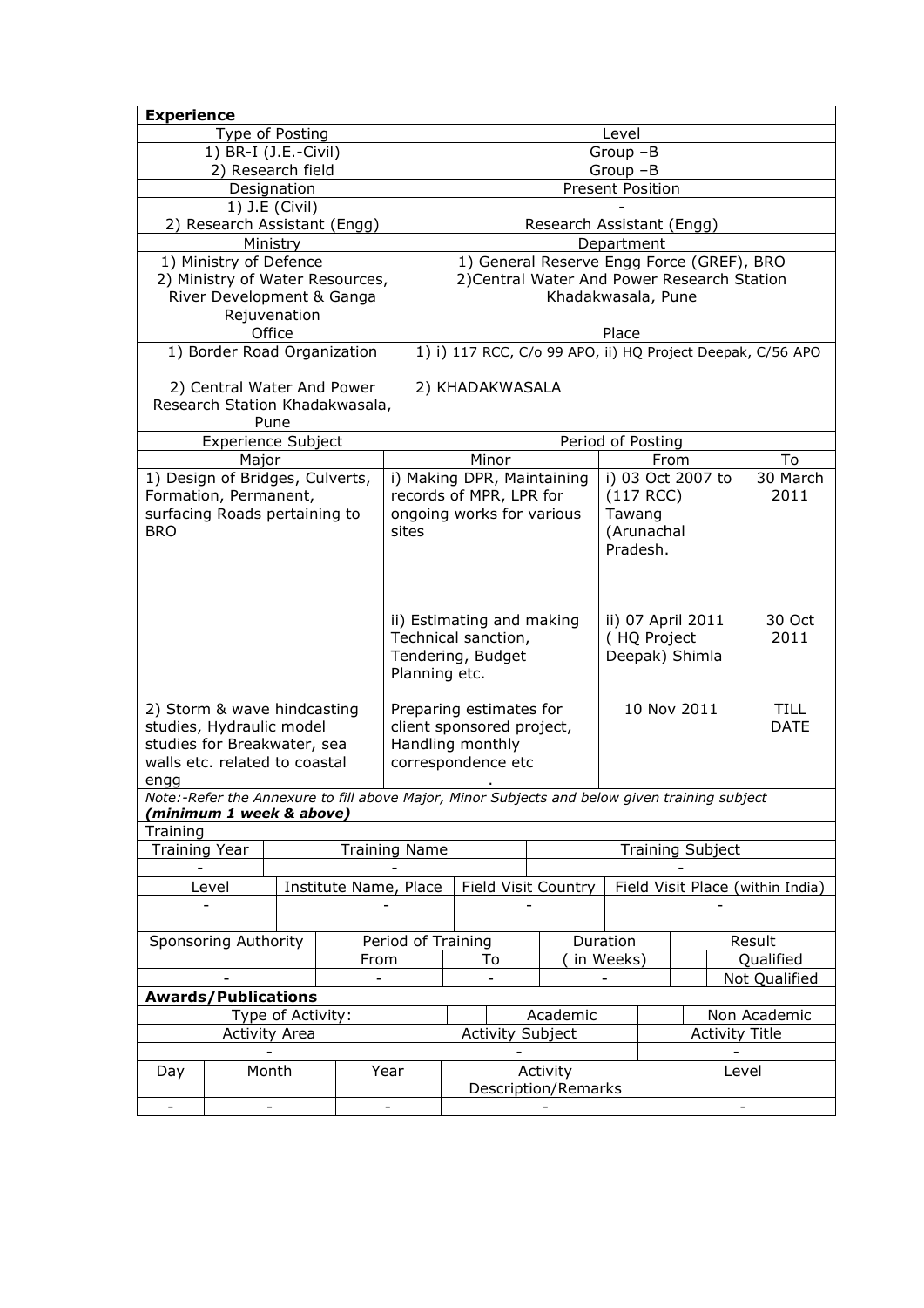**Experience**

| Type of Posting | Level |
|---|---|
| 1) BR-I (J.E.-Civil) | Group –B |
| 2) Research field | Group –B |

| Designation | Present Position |
|---|---|
| 1) J.E (Civil) | - |
| 2) Research Assistant (Engg) | Research Assistant (Engg) |

| Ministry | Department |
|---|---|
| 1) Ministry of Defence<br>2) Ministry of Water Resources, River Development & Ganga Rejuvenation | 1) General Reserve Engg Force (GREF), BRO<br>2)Central Water And Power Research Station Khadakwasala, Pune |

| Office | Place |
|---|---|
| 1) Border Road Organization<br><br>2) Central Water And Power Research Station Khadakwasala, Pune | 1) i) 117 RCC, C/o 99 APO, ii) HQ Project Deepak, C/56 APO<br><br>2) KHADAKWASALA |

| Experience Subject | | Period of Posting | |
|---|---|---|---|
| Major | Minor | From | To |
| 1) Design of Bridges, Culverts, Formation, Permanent, surfacing Roads pertaining to BRO | i) Making DPR, Maintaining records of MPR, LPR for ongoing works for various sites | i) 03 Oct 2007 to (117 RCC) Tawang (Arunachal Pradesh. | 30 March 2011 |
| | ii) Estimating and making Technical sanction, Tendering, Budget Planning etc. | ii) 07 April 2011 ( HQ Project Deepak) Shimla | 30 Oct 2011 |
| 2) Storm & wave hindcasting studies, Hydraulic model studies for Breakwater, sea walls etc. related to coastal engg | Preparing estimates for client sponsored project, Handling monthly correspondence etc . | 10 Nov 2011 | TILL DATE |

*Note:-Refer the Annexure to fill above Major, Minor Subjects and below given training subject* ***(minimum 1 week & above)***

**Training**

| Training Year | Training Name | Training Subject |
|---|---|---|
| - | - | - |

| Level | Institute Name, Place | Field Visit Country | Field Visit Place (within India) |
|---|---|---|---|
| - | - | - | - |

| Sponsoring Authority | Period of Training | | Duration | Result | |
|---|---|---|---|---|---|
| | From | To | ( in Weeks) | | Qualified |
| - | - | - | - | | Not Qualified |

**Awards/Publications**

| Type of Activity: | | Academic | | Non Academic |
|---|---|---|---|---|

| Activity Area | Activity Subject | Activity Title |
|---|---|---|
| - | - | - |

| Day | Month | Year | Activity Description/Remarks | Level |
|---|---|---|---|---|
| - | - | - | - | - |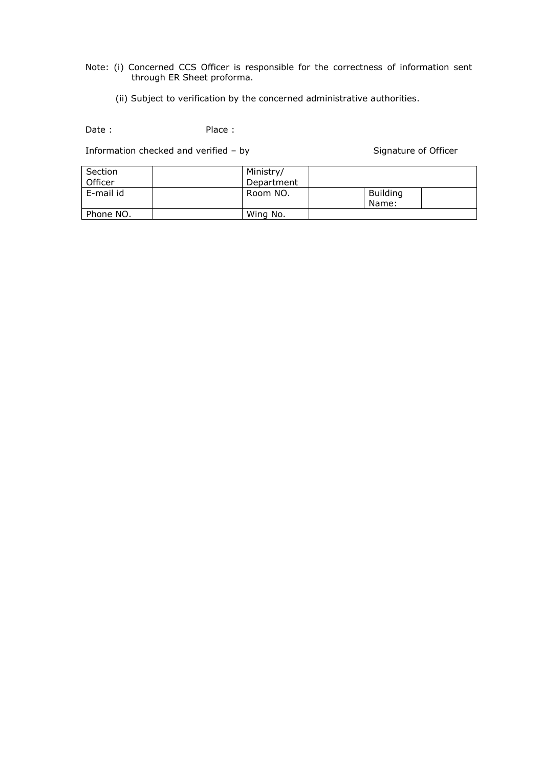Note: (i) Concerned CCS Officer is responsible for the correctness of information sent through ER Sheet proforma.

(ii) Subject to verification by the concerned administrative authorities.

Date : Place :

Information checked and verified – by Signature of Officer

| | | | | | |
|---|---|---|---|---|---|
| Section Officer | | Ministry/ Department | | | |
| E-mail id | | Room NO. | | Building Name: | |
| Phone NO. | | Wing No. | | | |